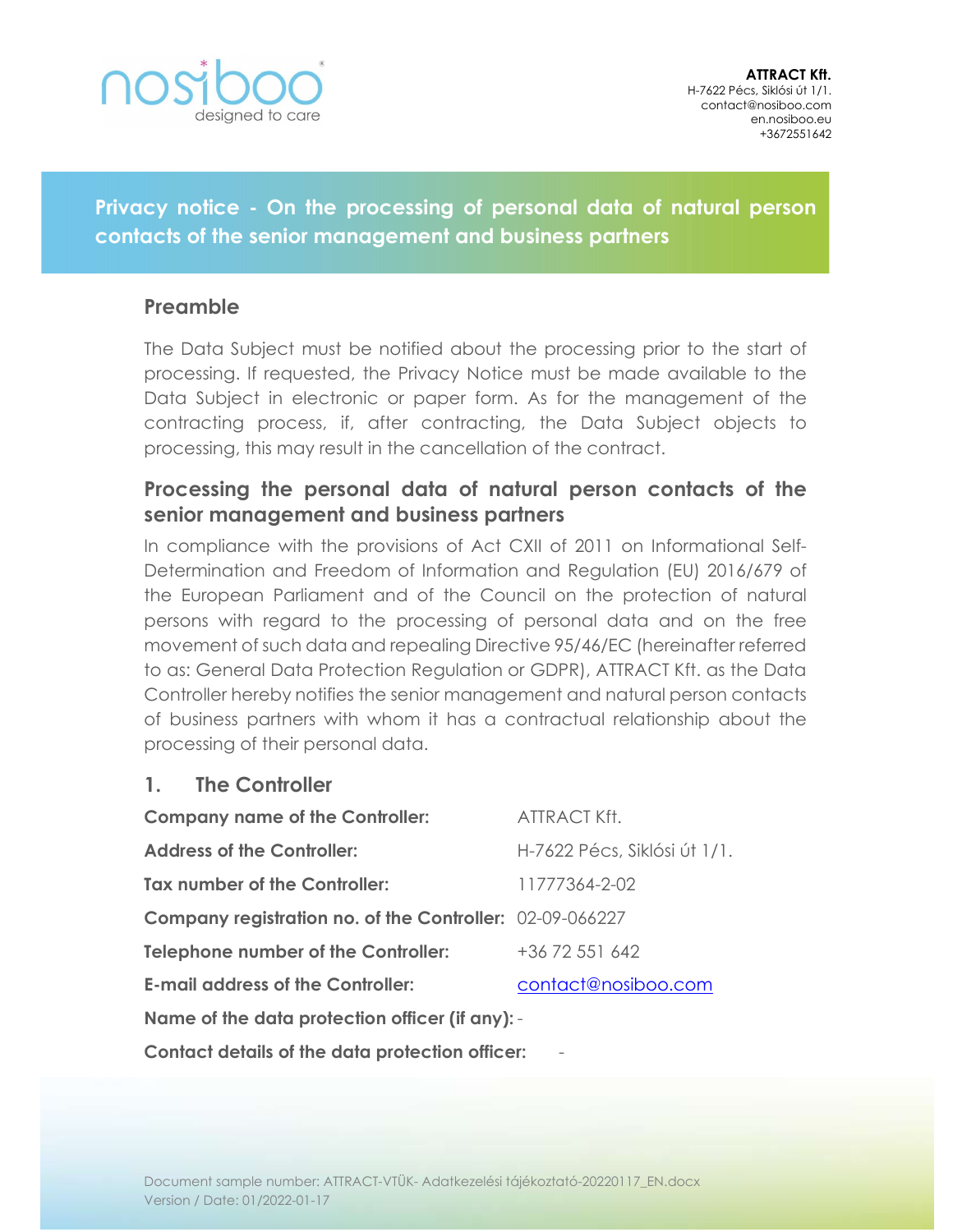**ATTRACT Kft.**
H-7622 Pécs, Siklósi út 1/1.
contact@nosiboo.com
en.nosiboo.eu
+3672551642

# Privacy notice - On the processing of personal data of natural person contacts of the senior management and business partners

## Preamble

The Data Subject must be notified about the processing prior to the start of processing. If requested, the Privacy Notice must be made available to the Data Subject in electronic or paper form. As for the management of the contracting process, if, after contracting, the Data Subject objects to processing, this may result in the cancellation of the contract.

## Processing the personal data of natural person contacts of the senior management and business partners

In compliance with the provisions of Act CXII of 2011 on Informational Self-Determination and Freedom of Information and Regulation (EU) 2016/679 of the European Parliament and of the Council on the protection of natural persons with regard to the processing of personal data and on the free movement of such data and repealing Directive 95/46/EC (hereinafter referred to as: General Data Protection Regulation or GDPR), ATTRACT Kft. as the Data Controller hereby notifies the senior management and natural person contacts of business partners with whom it has a contractual relationship about the processing of their personal data.

## 1. The Controller

| | |
|---|---|
| **Company name of the Controller:** | ATTRACT Kft. |
| **Address of the Controller:** | H-7622 Pécs, Siklósi út 1/1. |
| **Tax number of the Controller:** | 11777364-2-02 |
| **Company registration no. of the Controller:** | 02-09-066227 |
| **Telephone number of the Controller:** | +36 72 551 642 |
| **E-mail address of the Controller:** | contact@nosiboo.com |
| **Name of the data protection officer (if any):** | - |
| **Contact details of the data protection officer:** | - |

Document sample number: ATTRACT-VTÜK- Adatkezelési tájékoztató-20220117_EN.docx
Version / Date: 01/2022-01-17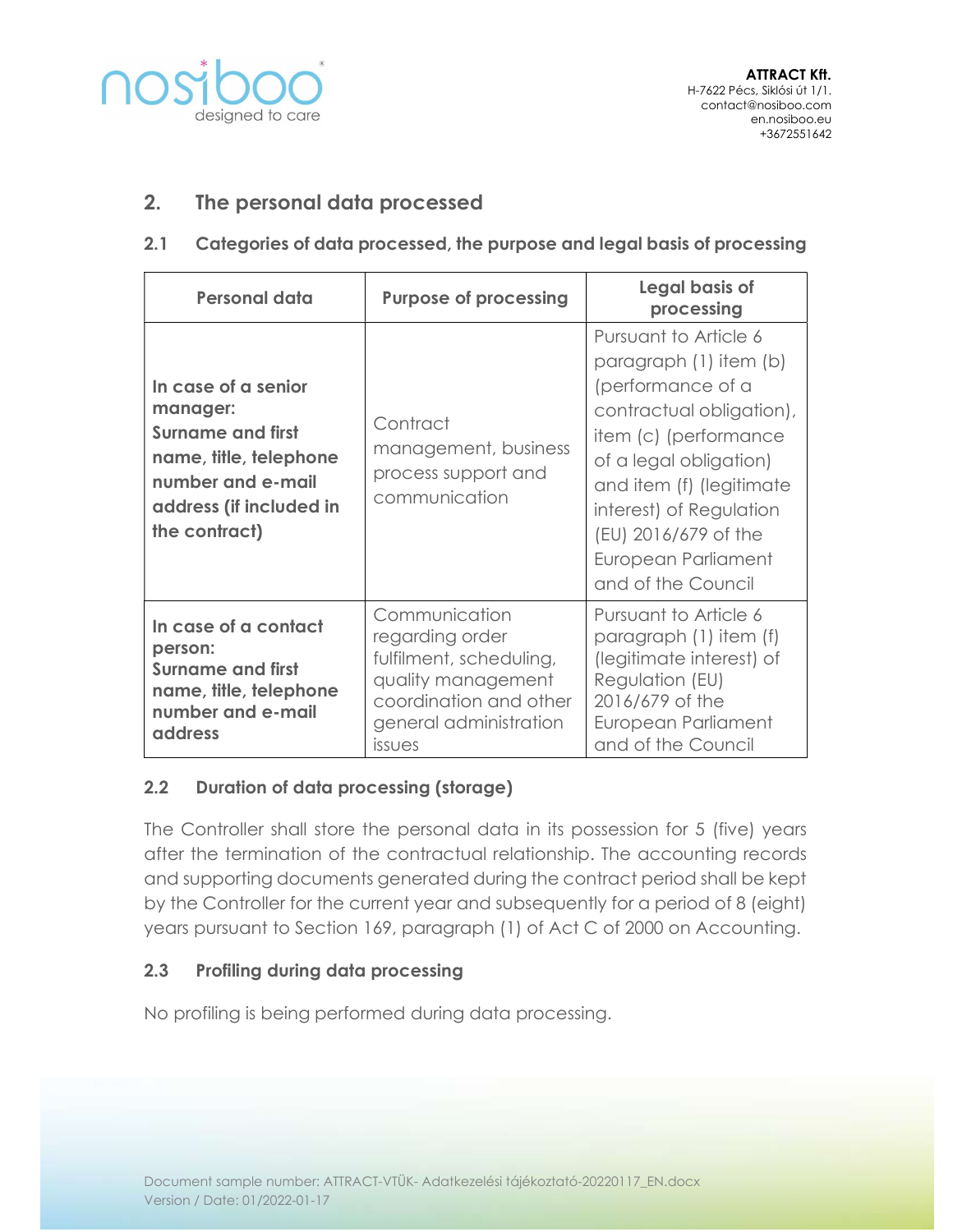## 2. The personal data processed

### 2.1 Categories of data processed, the purpose and legal basis of processing

| Personal data | Purpose of processing | Legal basis of processing |
|---|---|---|
| **In case of a senior manager: Surname and first name, title, telephone number and e-mail address (if included in the contract)** | Contract management, business process support and communication | Pursuant to Article 6 paragraph (1) item (b) (performance of a contractual obligation), item (c) (performance of a legal obligation) and item (f) (legitimate interest) of Regulation (EU) 2016/679 of the European Parliament and of the Council |
| **In case of a contact person: Surname and first name, title, telephone number and e-mail address** | Communication regarding order fulfilment, scheduling, quality management coordination and other general administration issues | Pursuant to Article 6 paragraph (1) item (f) (legitimate interest) of Regulation (EU) 2016/679 of the European Parliament and of the Council |

### 2.2 Duration of data processing (storage)

The Controller shall store the personal data in its possession for 5 (five) years after the termination of the contractual relationship. The accounting records and supporting documents generated during the contract period shall be kept by the Controller for the current year and subsequently for a period of 8 (eight) years pursuant to Section 169, paragraph (1) of Act C of 2000 on Accounting.

### 2.3 Profiling during data processing

No profiling is being performed during data processing.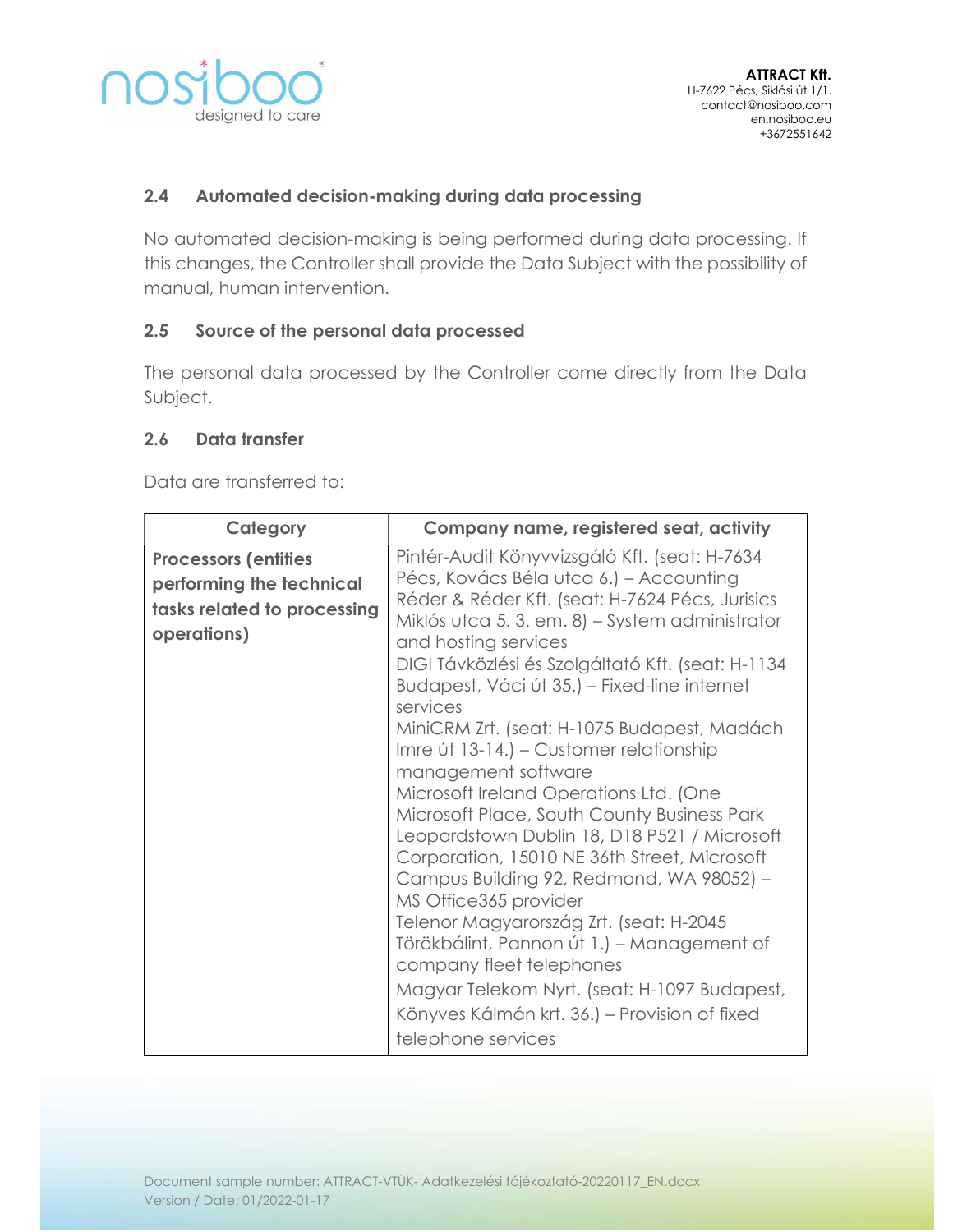### 2.4 Automated decision-making during data processing

No automated decision-making is being performed during data processing. If this changes, the Controller shall provide the Data Subject with the possibility of manual, human intervention.

### 2.5 Source of the personal data processed

The personal data processed by the Controller come directly from the Data Subject.

### 2.6 Data transfer

Data are transferred to:

| Category | Company name, registered seat, activity |
| --- | --- |
| **Processors (entities performing the technical tasks related to processing operations)** | Pintér-Audit Könyvvizsgáló Kft. (seat: H-7634 Pécs, Kovács Béla utca 6.) – Accounting<br>Réder & Réder Kft. (seat: H-7624 Pécs, Jurisics Miklós utca 5. 3. em. 8) – System administrator and hosting services<br>DIGI Távközlési és Szolgáltató Kft. (seat: H-1134 Budapest, Váci út 35.) – Fixed-line internet services<br>MiniCRM Zrt. (seat: H-1075 Budapest, Madách Imre út 13-14.) – Customer relationship management software<br>Microsoft Ireland Operations Ltd. (One Microsoft Place, South County Business Park Leopardstown Dublin 18, D18 P521 / Microsoft Corporation, 15010 NE 36th Street, Microsoft Campus Building 92, Redmond, WA 98052) – MS Office365 provider<br>Telenor Magyarország Zrt. (seat: H-2045 Törökbálint, Pannon út 1.) – Management of company fleet telephones<br>Magyar Telekom Nyrt. (seat: H-1097 Budapest, Könyves Kálmán krt. 36.) – Provision of fixed telephone services |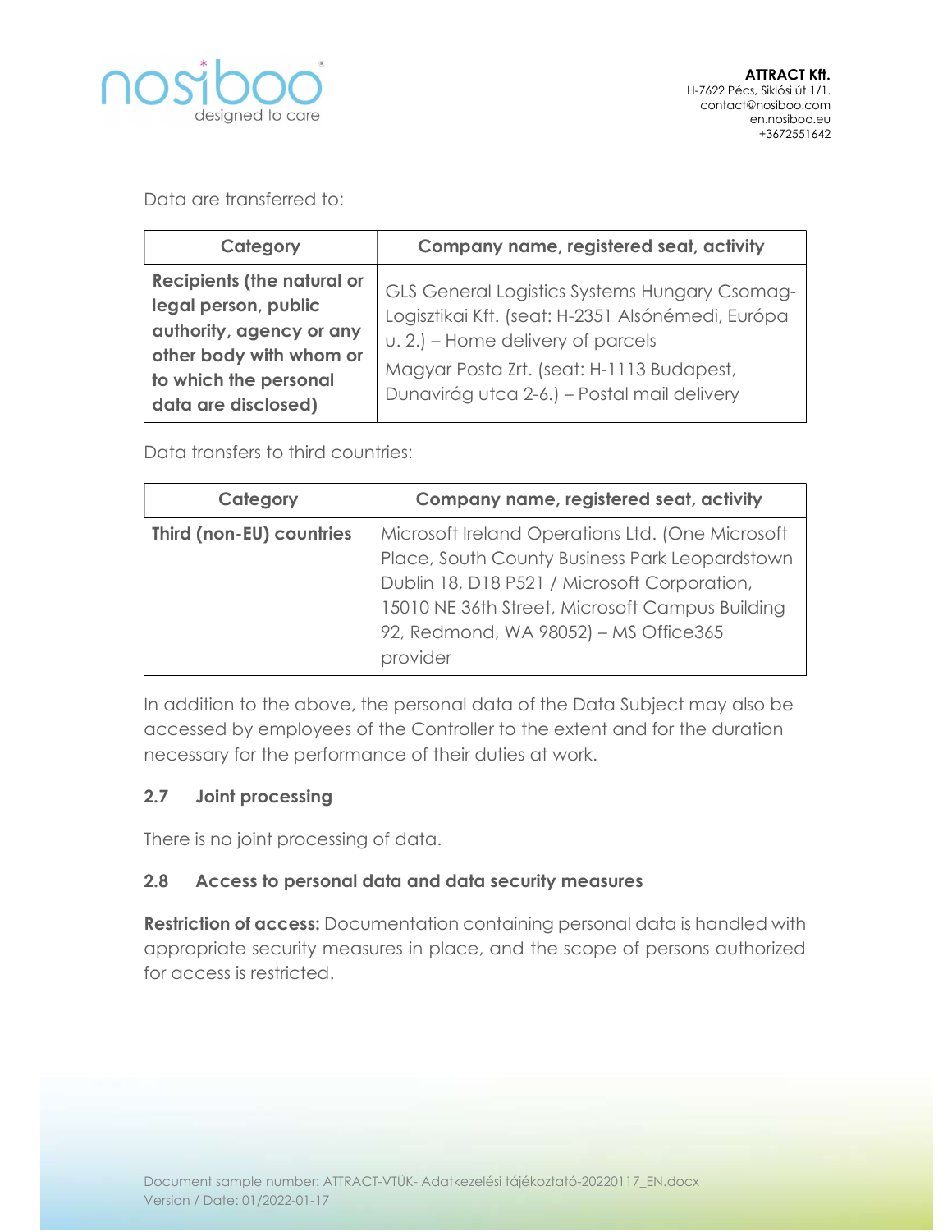Data are transferred to:

| Category | Company name, registered seat, activity |
| --- | --- |
| **Recipients (the natural or legal person, public authority, agency or any other body with whom or to which the personal data are disclosed)** | GLS General Logistics Systems Hungary Csomag-Logisztikai Kft. (seat: H-2351 Alsónémedi, Európa u. 2.) – Home delivery of parcels<br>Magyar Posta Zrt. (seat: H-1113 Budapest, Dunavirág utca 2-6.) – Postal mail delivery |

Data transfers to third countries:

| Category | Company name, registered seat, activity |
| --- | --- |
| **Third (non-EU) countries** | Microsoft Ireland Operations Ltd. (One Microsoft Place, South County Business Park Leopardstown Dublin 18, D18 P521 / Microsoft Corporation, 15010 NE 36th Street, Microsoft Campus Building 92, Redmond, WA 98052) – MS Office365 provider |

In addition to the above, the personal data of the Data Subject may also be accessed by employees of the Controller to the extent and for the duration necessary for the performance of their duties at work.

### 2.7 Joint processing

There is no joint processing of data.

### 2.8 Access to personal data and data security measures

**Restriction of access:** Documentation containing personal data is handled with appropriate security measures in place, and the scope of persons authorized for access is restricted.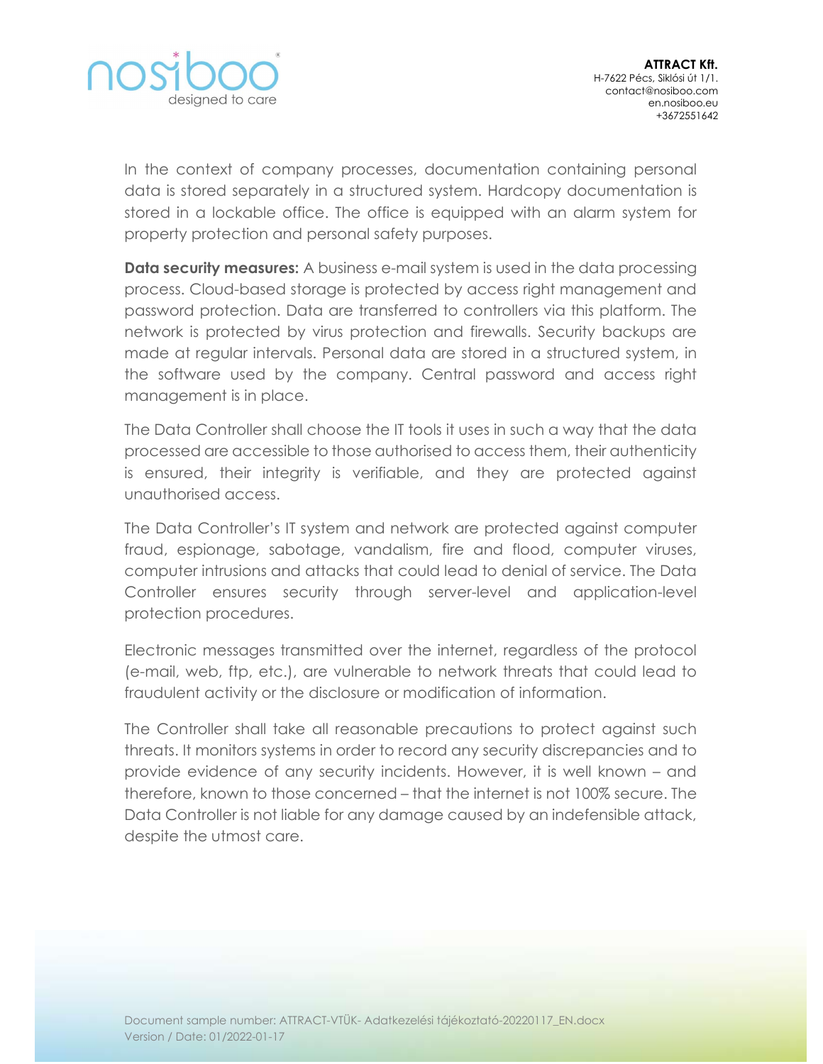In the context of company processes, documentation containing personal data is stored separately in a structured system. Hardcopy documentation is stored in a lockable office. The office is equipped with an alarm system for property protection and personal safety purposes.

**Data security measures:** A business e-mail system is used in the data processing process. Cloud-based storage is protected by access right management and password protection. Data are transferred to controllers via this platform. The network is protected by virus protection and firewalls. Security backups are made at regular intervals. Personal data are stored in a structured system, in the software used by the company. Central password and access right management is in place.

The Data Controller shall choose the IT tools it uses in such a way that the data processed are accessible to those authorised to access them, their authenticity is ensured, their integrity is verifiable, and they are protected against unauthorised access.

The Data Controller's IT system and network are protected against computer fraud, espionage, sabotage, vandalism, fire and flood, computer viruses, computer intrusions and attacks that could lead to denial of service. The Data Controller ensures security through server-level and application-level protection procedures.

Electronic messages transmitted over the internet, regardless of the protocol (e-mail, web, ftp, etc.), are vulnerable to network threats that could lead to fraudulent activity or the disclosure or modification of information.

The Controller shall take all reasonable precautions to protect against such threats. It monitors systems in order to record any security discrepancies and to provide evidence of any security incidents. However, it is well known – and therefore, known to those concerned – that the internet is not 100% secure. The Data Controller is not liable for any damage caused by an indefensible attack, despite the utmost care.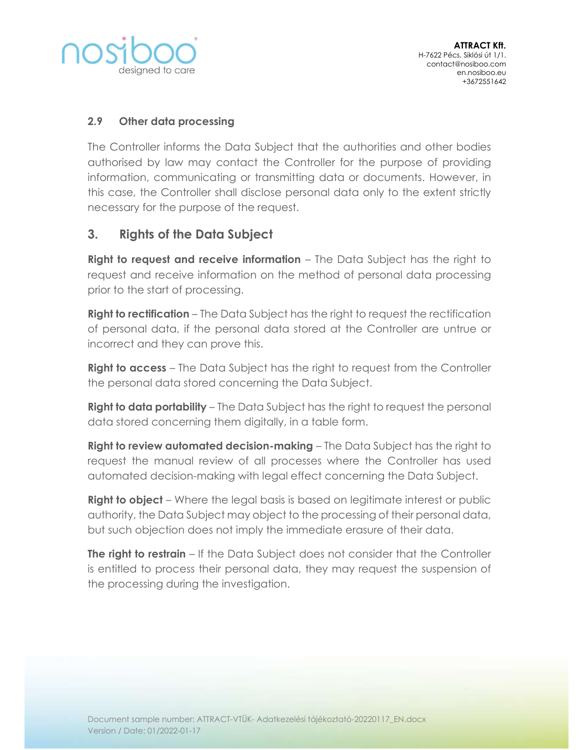### 2.9 Other data processing

The Controller informs the Data Subject that the authorities and other bodies authorised by law may contact the Controller for the purpose of providing information, communicating or transmitting data or documents. However, in this case, the Controller shall disclose personal data only to the extent strictly necessary for the purpose of the request.

## 3. Rights of the Data Subject

**Right to request and receive information** – The Data Subject has the right to request and receive information on the method of personal data processing prior to the start of processing.

**Right to rectification** – The Data Subject has the right to request the rectification of personal data, if the personal data stored at the Controller are untrue or incorrect and they can prove this.

**Right to access** – The Data Subject has the right to request from the Controller the personal data stored concerning the Data Subject.

**Right to data portability** – The Data Subject has the right to request the personal data stored concerning them digitally, in a table form.

**Right to review automated decision-making** – The Data Subject has the right to request the manual review of all processes where the Controller has used automated decision-making with legal effect concerning the Data Subject.

**Right to object** – Where the legal basis is based on legitimate interest or public authority, the Data Subject may object to the processing of their personal data, but such objection does not imply the immediate erasure of their data.

**The right to restrain** – If the Data Subject does not consider that the Controller is entitled to process their personal data, they may request the suspension of the processing during the investigation.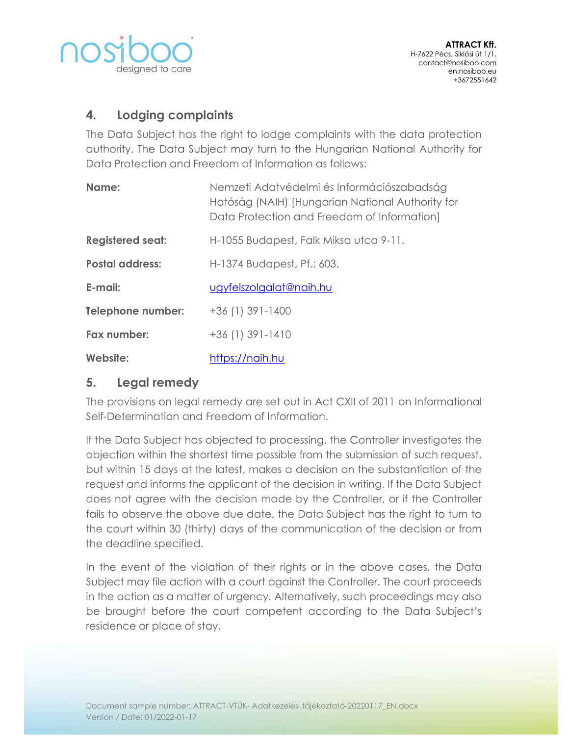## 4. Lodging complaints

The Data Subject has the right to lodge complaints with the data protection authority. The Data Subject may turn to the Hungarian National Authority for Data Protection and Freedom of Information as follows:

| | |
|---|---|
| **Name:** | Nemzeti Adatvédelmi és Információszabadság Hatóság (NAIH) [Hungarian National Authority for Data Protection and Freedom of Information] |
| **Registered seat:** | H-1055 Budapest, Falk Miksa utca 9-11. |
| **Postal address:** | H-1374 Budapest, Pf.: 603. |
| **E-mail:** | ugyfelszolgalat@naih.hu |
| **Telephone number:** | +36 (1) 391-1400 |
| **Fax number:** | +36 (1) 391-1410 |
| **Website:** | https://naih.hu |

## 5. Legal remedy

The provisions on legal remedy are set out in Act CXII of 2011 on Informational Self-Determination and Freedom of Information.

If the Data Subject has objected to processing, the Controller investigates the objection within the shortest time possible from the submission of such request, but within 15 days at the latest, makes a decision on the substantiation of the request and informs the applicant of the decision in writing. If the Data Subject does not agree with the decision made by the Controller, or if the Controller fails to observe the above due date, the Data Subject has the right to turn to the court within 30 (thirty) days of the communication of the decision or from the deadline specified.

In the event of the violation of their rights or in the above cases, the Data Subject may file action with a court against the Controller. The court proceeds in the action as a matter of urgency. Alternatively, such proceedings may also be brought before the court competent according to the Data Subject's residence or place of stay.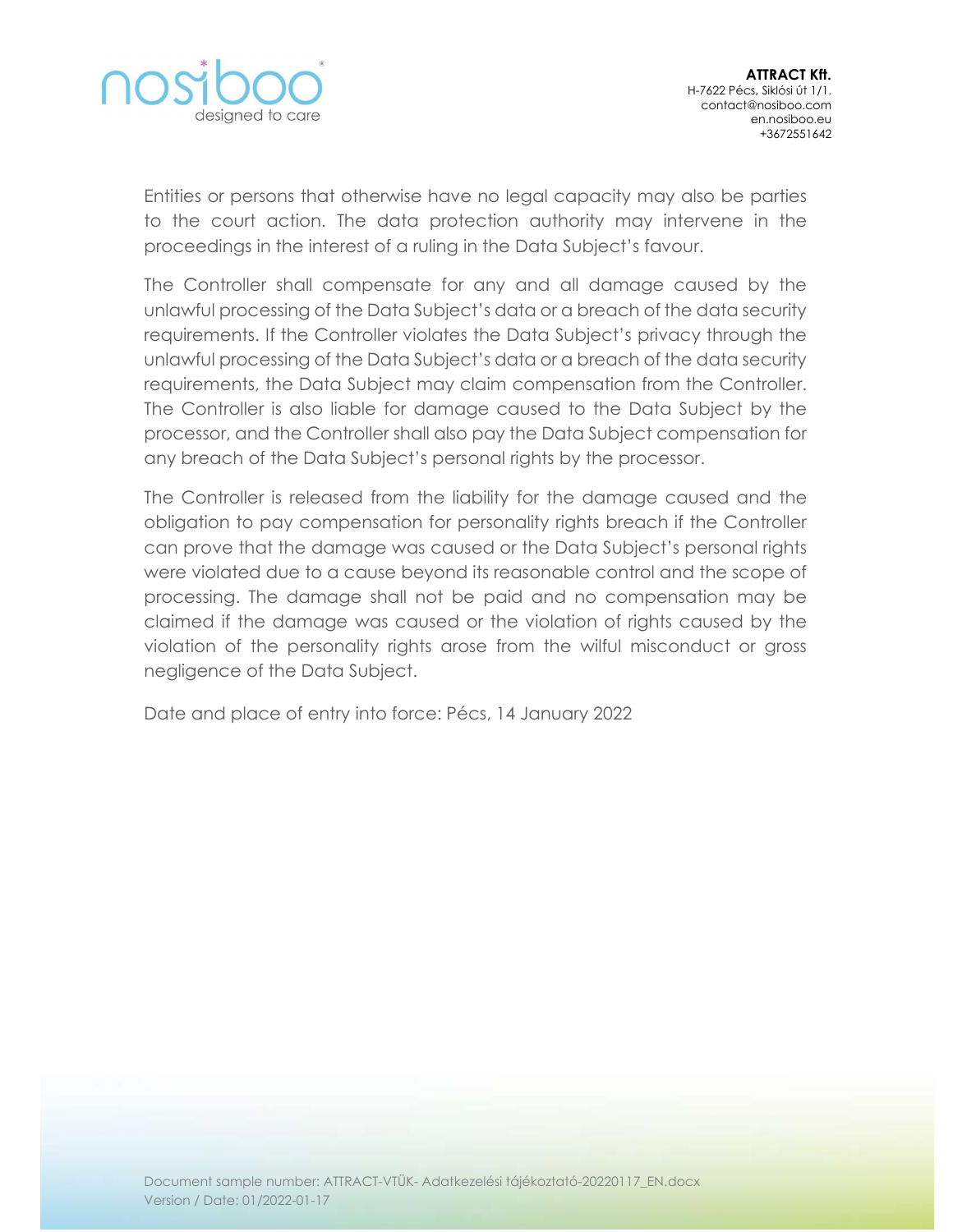Entities or persons that otherwise have no legal capacity may also be parties to the court action. The data protection authority may intervene in the proceedings in the interest of a ruling in the Data Subject's favour.

The Controller shall compensate for any and all damage caused by the unlawful processing of the Data Subject's data or a breach of the data security requirements. If the Controller violates the Data Subject's privacy through the unlawful processing of the Data Subject's data or a breach of the data security requirements, the Data Subject may claim compensation from the Controller. The Controller is also liable for damage caused to the Data Subject by the processor, and the Controller shall also pay the Data Subject compensation for any breach of the Data Subject's personal rights by the processor.

The Controller is released from the liability for the damage caused and the obligation to pay compensation for personality rights breach if the Controller can prove that the damage was caused or the Data Subject's personal rights were violated due to a cause beyond its reasonable control and the scope of processing. The damage shall not be paid and no compensation may be claimed if the damage was caused or the violation of rights caused by the violation of the personality rights arose from the wilful misconduct or gross negligence of the Data Subject.

Date and place of entry into force: Pécs, 14 January 2022